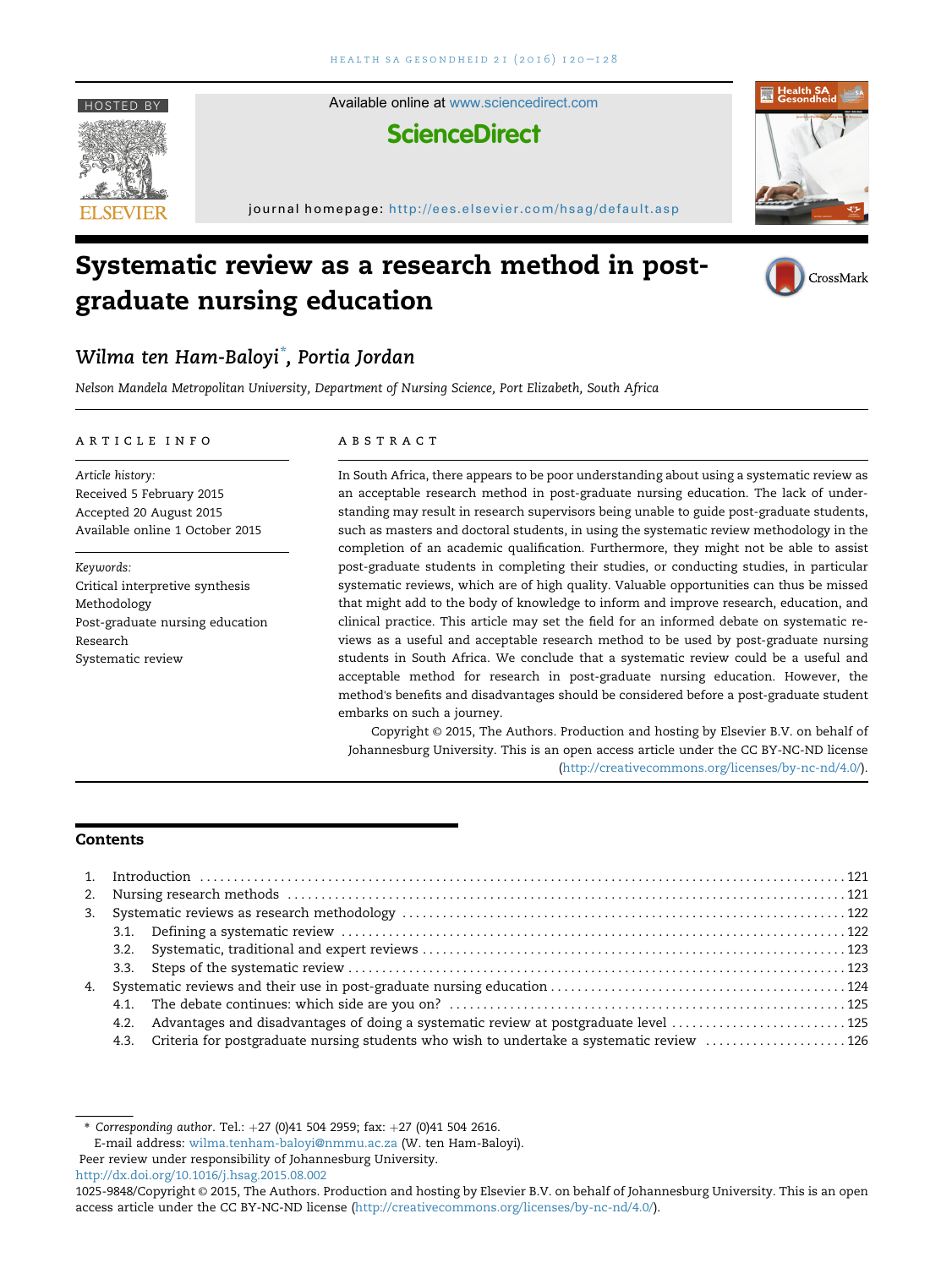Available online at www.sciencedirect.com

**ScienceDirect**

journal homepage: http://ees.elsevier.com/hsag/default.asp

# Systematic review as a research method in post-graduate nursing education

*Wilma ten Ham-Baloyi*[*], *Portia Jordan*

*Nelson Mandela Metropolitan University, Department of Nursing Science, Port Elizabeth, South Africa*

## ARTICLE INFO

*Article history:*
Received 5 February 2015
Accepted 20 August 2015
Available online 1 October 2015

*Keywords:*
Critical interpretive synthesis
Methodology
Post-graduate nursing education
Research
Systematic review

## ABSTRACT

In South Africa, there appears to be poor understanding about using a systematic review as an acceptable research method in post-graduate nursing education. The lack of understanding may result in research supervisors being unable to guide post-graduate students, such as masters and doctoral students, in using the systematic review methodology in the completion of an academic qualification. Furthermore, they might not be able to assist post-graduate students in completing their studies, or conducting studies, in particular systematic reviews, which are of high quality. Valuable opportunities can thus be missed that might add to the body of knowledge to inform and improve research, education, and clinical practice. This article may set the field for an informed debate on systematic reviews as a useful and acceptable research method to be used by post-graduate nursing students in South Africa. We conclude that a systematic review could be a useful and acceptable method for research in post-graduate nursing education. However, the method's benefits and disadvantages should be considered before a post-graduate student embarks on such a journey.

Copyright © 2015, The Authors. Production and hosting by Elsevier B.V. on behalf of Johannesburg University. This is an open access article under the CC BY-NC-ND license (http://creativecommons.org/licenses/by-nc-nd/4.0/).

## Contents

1. Introduction ... 121
2. Nursing research methods ... 121
3. Systematic reviews as research methodology ... 122
   - 3.1. Defining a systematic review ... 122
   - 3.2. Systematic, traditional and expert reviews ... 123
   - 3.3. Steps of the systematic review ... 123
4. Systematic reviews and their use in post-graduate nursing education ... 124
   - 4.1. The debate continues: which side are you on? ... 125
   - 4.2. Advantages and disadvantages of doing a systematic review at postgraduate level ... 125
   - 4.3. Criteria for postgraduate nursing students who wish to undertake a systematic review ... 126

---

[*] *Corresponding author.* Tel.: +27 (0)41 504 2959; fax: +27 (0)41 504 2616.
E-mail address: wilma.tenham-baloyi@nmmu.ac.za (W. ten Ham-Baloyi).
Peer review under responsibility of Johannesburg University.
http://dx.doi.org/10.1016/j.hsag.2015.08.002
1025-9848/Copyright © 2015, The Authors. Production and hosting by Elsevier B.V. on behalf of Johannesburg University. This is an open access article under the CC BY-NC-ND license (http://creativecommons.org/licenses/by-nc-nd/4.0/).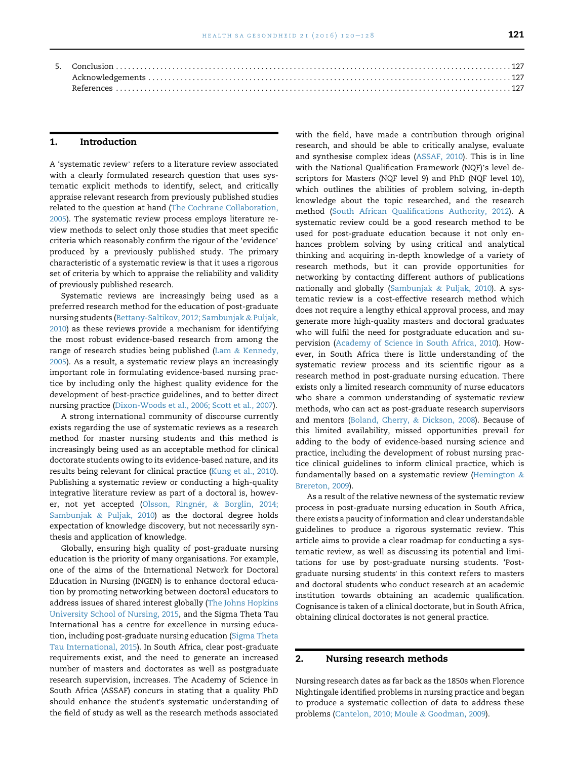5. Conclusion . . . 127
   Acknowledgements . . . 127
   References . . . 127

## 1. Introduction

A 'systematic review' refers to a literature review associated with a clearly formulated research question that uses systematic explicit methods to identify, select, and critically appraise relevant research from previously published studies related to the question at hand (The Cochrane Collaboration, 2005). The systematic review process employs literature review methods to select only those studies that meet specific criteria which reasonably confirm the rigour of the 'evidence' produced by a previously published study. The primary characteristic of a systematic review is that it uses a rigorous set of criteria by which to appraise the reliability and validity of previously published research.

Systematic reviews are increasingly being used as a preferred research method for the education of post-graduate nursing students (Bettany-Saltikov, 2012; Sambunjak & Puljak, 2010) as these reviews provide a mechanism for identifying the most robust evidence-based research from among the range of research studies being published (Lam & Kennedy, 2005). As a result, a systematic review plays an increasingly important role in formulating evidence-based nursing practice by including only the highest quality evidence for the development of best-practice guidelines, and to better direct nursing practice (Dixon-Woods et al., 2006; Scott et al., 2007).

A strong international community of discourse currently exists regarding the use of systematic reviews as a research method for master nursing students and this method is increasingly being used as an acceptable method for clinical doctorate students owing to its evidence-based nature, and its results being relevant for clinical practice (Kung et al., 2010). Publishing a systematic review or conducting a high-quality integrative literature review as part of a doctoral is, however, not yet accepted (Olsson, Ringnér, & Borglin, 2014; Sambunjak & Puljak, 2010) as the doctoral degree holds expectation of knowledge discovery, but not necessarily synthesis and application of knowledge.

Globally, ensuring high quality of post-graduate nursing education is the priority of many organisations. For example, one of the aims of the International Network for Doctoral Education in Nursing (INGEN) is to enhance doctoral education by promoting networking between doctoral educators to address issues of shared interest globally (The Johns Hopkins University School of Nursing, 2015, and the Sigma Theta Tau International has a centre for excellence in nursing education, including post-graduate nursing education (Sigma Theta Tau International, 2015). In South Africa, clear post-graduate requirements exist, and the need to generate an increased number of masters and doctorates as well as postgraduate research supervision, increases. The Academy of Science in South Africa (ASSAF) concurs in stating that a quality PhD should enhance the student's systematic understanding of the field of study as well as the research methods associated with the field, have made a contribution through original research, and should be able to critically analyse, evaluate and synthesise complex ideas (ASSAF, 2010). This is in line with the National Qualification Framework (NQF)'s level descriptors for Masters (NQF level 9) and PhD (NQF level 10), which outlines the abilities of problem solving, in-depth knowledge about the topic researched, and the research method (South African Qualifications Authority, 2012). A systematic review could be a good research method to be used for post-graduate education because it not only enhances problem solving by using critical and analytical thinking and acquiring in-depth knowledge of a variety of research methods, but it can provide opportunities for networking by contacting different authors of publications nationally and globally (Sambunjak & Puljak, 2010). A systematic review is a cost-effective research method which does not require a lengthy ethical approval process, and may generate more high-quality masters and doctoral graduates who will fulfil the need for postgraduate education and supervision (Academy of Science in South Africa, 2010). However, in South Africa there is little understanding of the systematic review process and its scientific rigour as a research method in post-graduate nursing education. There exists only a limited research community of nurse educators who share a common understanding of systematic review methods, who can act as post-graduate research supervisors and mentors (Boland, Cherry, & Dickson, 2008). Because of this limited availability, missed opportunities prevail for adding to the body of evidence-based nursing science and practice, including the development of robust nursing practice clinical guidelines to inform clinical practice, which is fundamentally based on a systematic review (Hemington & Brereton, 2009).

As a result of the relative newness of the systematic review process in post-graduate nursing education in South Africa, there exists a paucity of information and clear understandable guidelines to produce a rigorous systematic review. This article aims to provide a clear roadmap for conducting a systematic review, as well as discussing its potential and limitations for use by post-graduate nursing students. 'Post-graduate nursing students' in this context refers to masters and doctoral students who conduct research at an academic institution towards obtaining an academic qualification. Cognisance is taken of a clinical doctorate, but in South Africa, obtaining clinical doctorates is not general practice.

## 2. Nursing research methods

Nursing research dates as far back as the 1850s when Florence Nightingale identified problems in nursing practice and began to produce a systematic collection of data to address these problems (Cantelon, 2010; Moule & Goodman, 2009).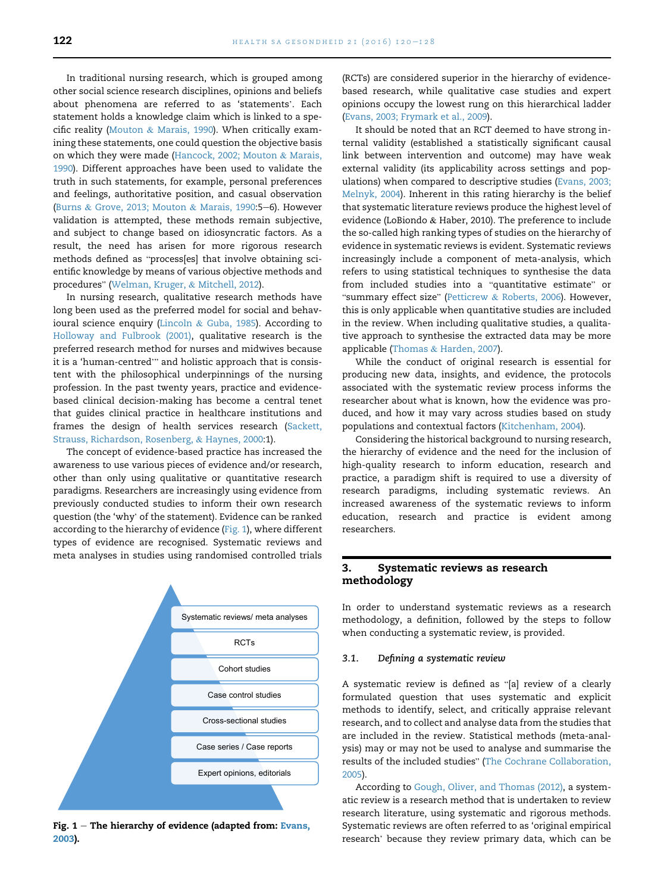In traditional nursing research, which is grouped among other social science research disciplines, opinions and beliefs about phenomena are referred to as 'statements'. Each statement holds a knowledge claim which is linked to a specific reality (Mouton & Marais, 1990). When critically examining these statements, one could question the objective basis on which they were made (Hancock, 2002; Mouton & Marais, 1990). Different approaches have been used to validate the truth in such statements, for example, personal preferences and feelings, authoritative position, and casual observation (Burns & Grove, 2013; Mouton & Marais, 1990:5–6). However validation is attempted, these methods remain subjective, and subject to change based on idiosyncratic factors. As a result, the need has arisen for more rigorous research methods defined as "process[es] that involve obtaining scientific knowledge by means of various objective methods and procedures" (Welman, Kruger, & Mitchell, 2012).

In nursing research, qualitative research methods have long been used as the preferred model for social and behavioural science enquiry (Lincoln & Guba, 1985). According to Holloway and Fulbrook (2001), qualitative research is the preferred research method for nurses and midwives because it is a 'human-centred'" and holistic approach that is consistent with the philosophical underpinnings of the nursing profession. In the past twenty years, practice and evidence-based clinical decision-making has become a central tenet that guides clinical practice in healthcare institutions and frames the design of health services research (Sackett, Strauss, Richardson, Rosenberg, & Haynes, 2000:1).

The concept of evidence-based practice has increased the awareness to use various pieces of evidence and/or research, other than only using qualitative or quantitative research paradigms. Researchers are increasingly using evidence from previously conducted studies to inform their own research question (the 'why' of the statement). Evidence can be ranked according to the hierarchy of evidence (Fig. 1), where different types of evidence are recognised. Systematic reviews and meta analyses in studies using randomised controlled trials (RCTs) are considered superior in the hierarchy of evidence-based research, while qualitative case studies and expert opinions occupy the lowest rung on this hierarchical ladder (Evans, 2003; Frymark et al., 2009).

- Systematic reviews/ meta analyses
- RCTs
- Cohort studies
- Case control studies
- Cross-sectional studies
- Case series / Case reports
- Expert opinions, editorials

**Fig. 1 – The hierarchy of evidence (adapted from: Evans, 2003).**

It should be noted that an RCT deemed to have strong internal validity (established a statistically significant causal link between intervention and outcome) may have weak external validity (its applicability across settings and populations) when compared to descriptive studies (Evans, 2003; Melnyk, 2004). Inherent in this rating hierarchy is the belief that systematic literature reviews produce the highest level of evidence (LoBiondo & Haber, 2010). The preference to include the so-called high ranking types of studies on the hierarchy of evidence in systematic reviews is evident. Systematic reviews increasingly include a component of meta-analysis, which refers to using statistical techniques to synthesise the data from included studies into a "quantitative estimate" or "summary effect size" (Petticrew & Roberts, 2006). However, this is only applicable when quantitative studies are included in the review. When including qualitative studies, a qualitative approach to synthesise the extracted data may be more applicable (Thomas & Harden, 2007).

While the conduct of original research is essential for producing new data, insights, and evidence, the protocols associated with the systematic review process informs the researcher about what is known, how the evidence was produced, and how it may vary across studies based on study populations and contextual factors (Kitchenham, 2004).

Considering the historical background to nursing research, the hierarchy of evidence and the need for the inclusion of high-quality research to inform education, research and practice, a paradigm shift is required to use a diversity of research paradigms, including systematic reviews. An increased awareness of the systematic reviews to inform education, research and practice is evident among researchers.

## 3. Systematic reviews as research methodology

In order to understand systematic reviews as a research methodology, a definition, followed by the steps to follow when conducting a systematic review, is provided.

### 3.1. *Defining a systematic review*

A systematic review is defined as "[a] review of a clearly formulated question that uses systematic and explicit methods to identify, select, and critically appraise relevant research, and to collect and analyse data from the studies that are included in the review. Statistical methods (meta-analysis) may or may not be used to analyse and summarise the results of the included studies" (The Cochrane Collaboration, 2005).

According to Gough, Oliver, and Thomas (2012), a systematic review is a research method that is undertaken to review research literature, using systematic and rigorous methods. Systematic reviews are often referred to as 'original empirical research' because they review primary data, which can be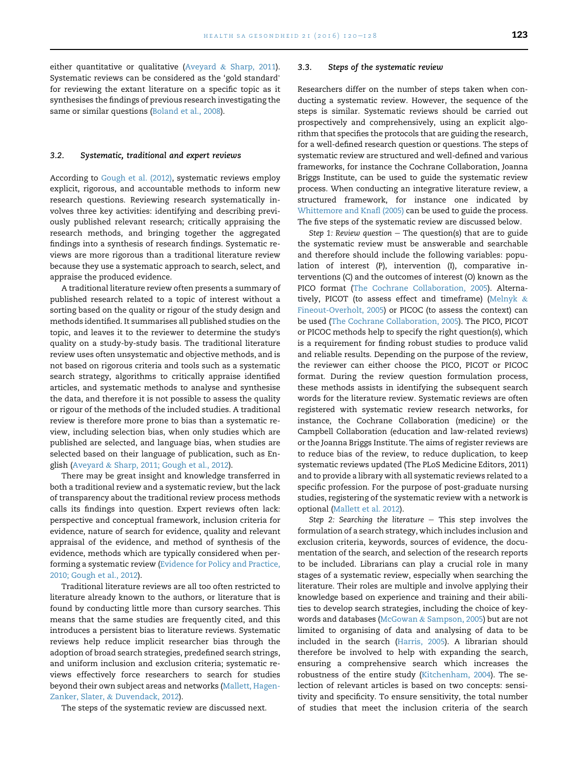either quantitative or qualitative (Aveyard & Sharp, 2011). Systematic reviews can be considered as the 'gold standard' for reviewing the extant literature on a specific topic as it synthesises the findings of previous research investigating the same or similar questions (Boland et al., 2008).

### 3.2. Systematic, traditional and expert reviews

According to Gough et al. (2012), systematic reviews employ explicit, rigorous, and accountable methods to inform new research questions. Reviewing research systematically involves three key activities: identifying and describing previously published relevant research; critically appraising the research methods, and bringing together the aggregated findings into a synthesis of research findings. Systematic reviews are more rigorous than a traditional literature review because they use a systematic approach to search, select, and appraise the produced evidence.

A traditional literature review often presents a summary of published research related to a topic of interest without a sorting based on the quality or rigour of the study design and methods identified. It summarises all published studies on the topic, and leaves it to the reviewer to determine the study's quality on a study-by-study basis. The traditional literature review uses often unsystematic and objective methods, and is not based on rigorous criteria and tools such as a systematic search strategy, algorithms to critically appraise identified articles, and systematic methods to analyse and synthesise the data, and therefore it is not possible to assess the quality or rigour of the methods of the included studies. A traditional review is therefore more prone to bias than a systematic review, including selection bias, when only studies which are published are selected, and language bias, when studies are selected based on their language of publication, such as English (Aveyard & Sharp, 2011; Gough et al., 2012).

There may be great insight and knowledge transferred in both a traditional review and a systematic review, but the lack of transparency about the traditional review process methods calls its findings into question. Expert reviews often lack: perspective and conceptual framework, inclusion criteria for evidence, nature of search for evidence, quality and relevant appraisal of the evidence, and method of synthesis of the evidence, methods which are typically considered when performing a systematic review (Evidence for Policy and Practice, 2010; Gough et al., 2012).

Traditional literature reviews are all too often restricted to literature already known to the authors, or literature that is found by conducting little more than cursory searches. This means that the same studies are frequently cited, and this introduces a persistent bias to literature reviews. Systematic reviews help reduce implicit researcher bias through the adoption of broad search strategies, predefined search strings, and uniform inclusion and exclusion criteria; systematic reviews effectively force researchers to search for studies beyond their own subject areas and networks (Mallett, Hagen-Zanker, Slater, & Duvendack, 2012).

The steps of the systematic review are discussed next.

### 3.3. Steps of the systematic review

Researchers differ on the number of steps taken when conducting a systematic review. However, the sequence of the steps is similar. Systematic reviews should be carried out prospectively and comprehensively, using an explicit algorithm that specifies the protocols that are guiding the research, for a well-defined research question or questions. The steps of systematic review are structured and well-defined and various frameworks, for instance the Cochrane Collaboration, Joanna Briggs Institute, can be used to guide the systematic review process. When conducting an integrative literature review, a structured framework, for instance one indicated by Whittemore and Knafl (2005) can be used to guide the process. The five steps of the systematic review are discussed below.

*Step 1: Review question* – The question(s) that are to guide the systematic review must be answerable and searchable and therefore should include the following variables: population of interest (P), intervention (I), comparative interventions (C) and the outcomes of interest (O) known as the PICO format (The Cochrane Collaboration, 2005). Alternatively, PICOT (to assess effect and timeframe) (Melnyk & Fineout-Overholt, 2005) or PICOC (to assess the context) can be used (The Cochrane Collaboration, 2005). The PICO, PICOT or PICOC methods help to specify the right question(s), which is a requirement for finding robust studies to produce valid and reliable results. Depending on the purpose of the review, the reviewer can either choose the PICO, PICOT or PICOC format. During the review question formulation process, these methods assists in identifying the subsequent search words for the literature review. Systematic reviews are often registered with systematic review research networks, for instance, the Cochrane Collaboration (medicine) or the Campbell Collaboration (education and law-related reviews) or the Joanna Briggs Institute. The aims of register reviews are to reduce bias of the review, to reduce duplication, to keep systematic reviews updated (The PLoS Medicine Editors, 2011) and to provide a library with all systematic reviews related to a specific profession. For the purpose of post-graduate nursing studies, registering of the systematic review with a network is optional (Mallett et al. 2012).

*Step 2: Searching the literature* – This step involves the formulation of a search strategy, which includes inclusion and exclusion criteria, keywords, sources of evidence, the documentation of the search, and selection of the research reports to be included. Librarians can play a crucial role in many stages of a systematic review, especially when searching the literature. Their roles are multiple and involve applying their knowledge based on experience and training and their abilities to develop search strategies, including the choice of keywords and databases (McGowan & Sampson, 2005) but are not limited to organising of data and analysing of data to be included in the search (Harris, 2005). A librarian should therefore be involved to help with expanding the search, ensuring a comprehensive search which increases the robustness of the entire study (Kitchenham, 2004). The selection of relevant articles is based on two concepts: sensitivity and specificity. To ensure sensitivity, the total number of studies that meet the inclusion criteria of the search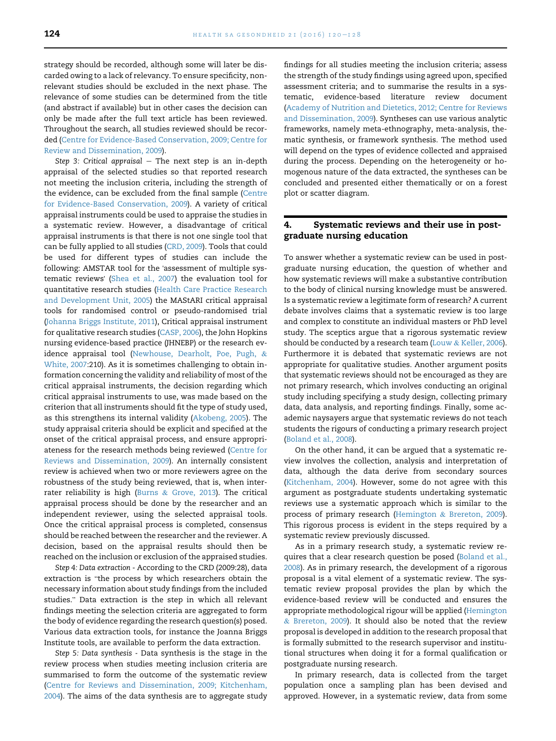strategy should be recorded, although some will later be discarded owing to a lack of relevancy. To ensure specificity, non-relevant studies should be excluded in the next phase. The relevance of some studies can be determined from the title (and abstract if available) but in other cases the decision can only be made after the full text article has been reviewed. Throughout the search, all studies reviewed should be recorded (Centre for Evidence-Based Conservation, 2009; Centre for Review and Dissemination, 2009).

*Step 3: Critical appraisal* – The next step is an in-depth appraisal of the selected studies so that reported research not meeting the inclusion criteria, including the strength of the evidence, can be excluded from the final sample (Centre for Evidence-Based Conservation, 2009). A variety of critical appraisal instruments could be used to appraise the studies in a systematic review. However, a disadvantage of critical appraisal instruments is that there is not one single tool that can be fully applied to all studies (CRD, 2009). Tools that could be used for different types of studies can include the following: AMSTAR tool for the 'assessment of multiple systematic reviews' (Shea et al., 2007) the evaluation tool for quantitative research studies (Health Care Practice Research and Development Unit, 2005) the MAStARI critical appraisal tools for randomised control or pseudo-randomised trial (Johanna Briggs Institute, 2011), Critical appraisal instrument for qualitative research studies (CASP, 2006), the John Hopkins nursing evidence-based practice (JHNEBP) or the research evidence appraisal tool (Newhouse, Dearholt, Poe, Pugh, & White, 2007:210). As it is sometimes challenging to obtain information concerning the validity and reliability of most of the critical appraisal instruments, the decision regarding which critical appraisal instruments to use, was made based on the criterion that all instruments should fit the type of study used, as this strengthens its internal validity (Akobeng, 2005). The study appraisal criteria should be explicit and specified at the onset of the critical appraisal process, and ensure appropriateness for the research methods being reviewed (Centre for Reviews and Dissemination, 2009). An internally consistent review is achieved when two or more reviewers agree on the robustness of the study being reviewed, that is, when inter-rater reliability is high (Burns & Grove, 2013). The critical appraisal process should be done by the researcher and an independent reviewer, using the selected appraisal tools. Once the critical appraisal process is completed, consensus should be reached between the researcher and the reviewer. A decision, based on the appraisal results should then be reached on the inclusion or exclusion of the appraised studies.

*Step 4: Data extraction* - According to the CRD (2009:28), data extraction is "the process by which researchers obtain the necessary information about study findings from the included studies." Data extraction is the step in which all relevant findings meeting the selection criteria are aggregated to form the body of evidence regarding the research question(s) posed. Various data extraction tools, for instance the Joanna Briggs Institute tools, are available to perform the data extraction.

*Step 5: Data synthesis* - Data synthesis is the stage in the review process when studies meeting inclusion criteria are summarised to form the outcome of the systematic review (Centre for Reviews and Dissemination, 2009; Kitchenham, 2004). The aims of the data synthesis are to aggregate study findings for all studies meeting the inclusion criteria; assess the strength of the study findings using agreed upon, specified assessment criteria; and to summarise the results in a systematic, evidence-based literature review document (Academy of Nutrition and Dietetics, 2012; Centre for Reviews and Dissemination, 2009). Syntheses can use various analytic frameworks, namely meta-ethnography, meta-analysis, thematic synthesis, or framework synthesis. The method used will depend on the types of evidence collected and appraised during the process. Depending on the heterogeneity or homogenous nature of the data extracted, the syntheses can be concluded and presented either thematically or on a forest plot or scatter diagram.

## 4. Systematic reviews and their use in postgraduate nursing education

To answer whether a systematic review can be used in postgraduate nursing education, the question of whether and how systematic reviews will make a substantive contribution to the body of clinical nursing knowledge must be answered. Is a systematic review a legitimate form of research? A current debate involves claims that a systematic review is too large and complex to constitute an individual masters or PhD level study. The sceptics argue that a rigorous systematic review should be conducted by a research team (Louw & Keller, 2006). Furthermore it is debated that systematic reviews are not appropriate for qualitative studies. Another argument posits that systematic reviews should not be encouraged as they are not primary research, which involves conducting an original study including specifying a study design, collecting primary data, data analysis, and reporting findings. Finally, some academic naysayers argue that systematic reviews do not teach students the rigours of conducting a primary research project (Boland et al., 2008).

On the other hand, it can be argued that a systematic review involves the collection, analysis and interpretation of data, although the data derive from secondary sources (Kitchenham, 2004). However, some do not agree with this argument as postgraduate students undertaking systematic reviews use a systematic approach which is similar to the process of primary research (Hemington & Brereton, 2009). This rigorous process is evident in the steps required by a systematic review previously discussed.

As in a primary research study, a systematic review requires that a clear research question be posed (Boland et al., 2008). As in primary research, the development of a rigorous proposal is a vital element of a systematic review. The systematic review proposal provides the plan by which the evidence-based review will be conducted and ensures the appropriate methodological rigour will be applied (Hemington & Brereton, 2009). It should also be noted that the review proposal is developed in addition to the research proposal that is formally submitted to the research supervisor and institutional structures when doing it for a formal qualification or postgraduate nursing research.

In primary research, data is collected from the target population once a sampling plan has been devised and approved. However, in a systematic review, data from some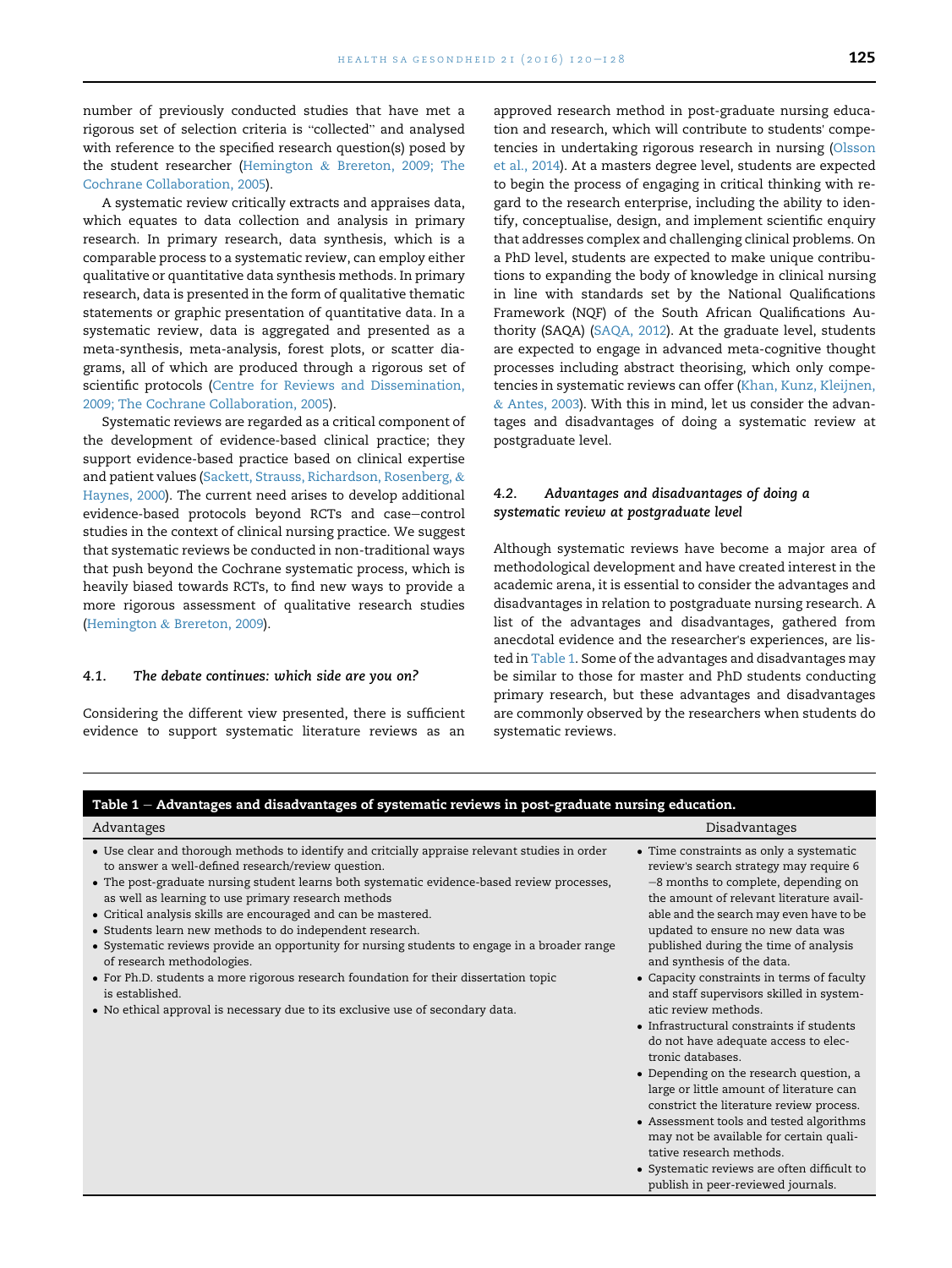number of previously conducted studies that have met a rigorous set of selection criteria is "collected" and analysed with reference to the specified research question(s) posed by the student researcher (Hemington & Brereton, 2009; The Cochrane Collaboration, 2005).

A systematic review critically extracts and appraises data, which equates to data collection and analysis in primary research. In primary research, data synthesis, which is a comparable process to a systematic review, can employ either qualitative or quantitative data synthesis methods. In primary research, data is presented in the form of qualitative thematic statements or graphic presentation of quantitative data. In a systematic review, data is aggregated and presented as a meta-synthesis, meta-analysis, forest plots, or scatter diagrams, all of which are produced through a rigorous set of scientific protocols (Centre for Reviews and Dissemination, 2009; The Cochrane Collaboration, 2005).

Systematic reviews are regarded as a critical component of the development of evidence-based clinical practice; they support evidence-based practice based on clinical expertise and patient values (Sackett, Strauss, Richardson, Rosenberg, & Haynes, 2000). The current need arises to develop additional evidence-based protocols beyond RCTs and case–control studies in the context of clinical nursing practice. We suggest that systematic reviews be conducted in non-traditional ways that push beyond the Cochrane systematic process, which is heavily biased towards RCTs, to find new ways to provide a more rigorous assessment of qualitative research studies (Hemington & Brereton, 2009).

### 4.1. *The debate continues: which side are you on?*

Considering the different view presented, there is sufficient evidence to support systematic literature reviews as an approved research method in post-graduate nursing education and research, which will contribute to students' competencies in undertaking rigorous research in nursing (Olsson et al., 2014). At a masters degree level, students are expected to begin the process of engaging in critical thinking with regard to the research enterprise, including the ability to identify, conceptualise, design, and implement scientific enquiry that addresses complex and challenging clinical problems. On a PhD level, students are expected to make unique contributions to expanding the body of knowledge in clinical nursing in line with standards set by the National Qualifications Framework (NQF) of the South African Qualifications Authority (SAQA) (SAQA, 2012). At the graduate level, students are expected to engage in advanced meta-cognitive thought processes including abstract theorising, which only competencies in systematic reviews can offer (Khan, Kunz, Kleijnen, & Antes, 2003). With this in mind, let us consider the advantages and disadvantages of doing a systematic review at postgraduate level.

### 4.2. *Advantages and disadvantages of doing a systematic review at postgraduate level*

Although systematic reviews have become a major area of methodological development and have created interest in the academic arena, it is essential to consider the advantages and disadvantages in relation to postgraduate nursing research. A list of the advantages and disadvantages, gathered from anecdotal evidence and the researcher's experiences, are listed in Table 1. Some of the advantages and disadvantages may be similar to those for master and PhD students conducting primary research, but these advantages and disadvantages are commonly observed by the researchers when students do systematic reviews.

**Table 1 – Advantages and disadvantages of systematic reviews in post-graduate nursing education.**

| Advantages | Disadvantages |
|---|---|
| • Use clear and thorough methods to identify and crticially appraise relevant studies in order to answer a well-defined research/review question.<br>• The post-graduate nursing student learns both systematic evidence-based review processes, as well as learning to use primary research methods<br>• Critical analysis skills are encouraged and can be mastered.<br>• Students learn new methods to do independent research.<br>• Systematic reviews provide an opportunity for nursing students to engage in a broader range of research methodologies.<br>• For Ph.D. students a more rigorous research foundation for their dissertation topic is established.<br>• No ethical approval is necessary due to its exclusive use of secondary data. | • Time constraints as only a systematic review's search strategy may require 6–8 months to complete, depending on the amount of relevant literature available and the search may even have to be updated to ensure no new data was published during the time of analysis and synthesis of the data.<br>• Capacity constraints in terms of faculty and staff supervisors skilled in systematic review methods.<br>• Infrastructural constraints if students do not have adequate access to electronic databases.<br>• Depending on the research question, a large or little amount of literature can constrict the literature review process.<br>• Assessment tools and tested algorithms may not be available for certain qualitative research methods.<br>• Systematic reviews are often difficult to publish in peer-reviewed journals. |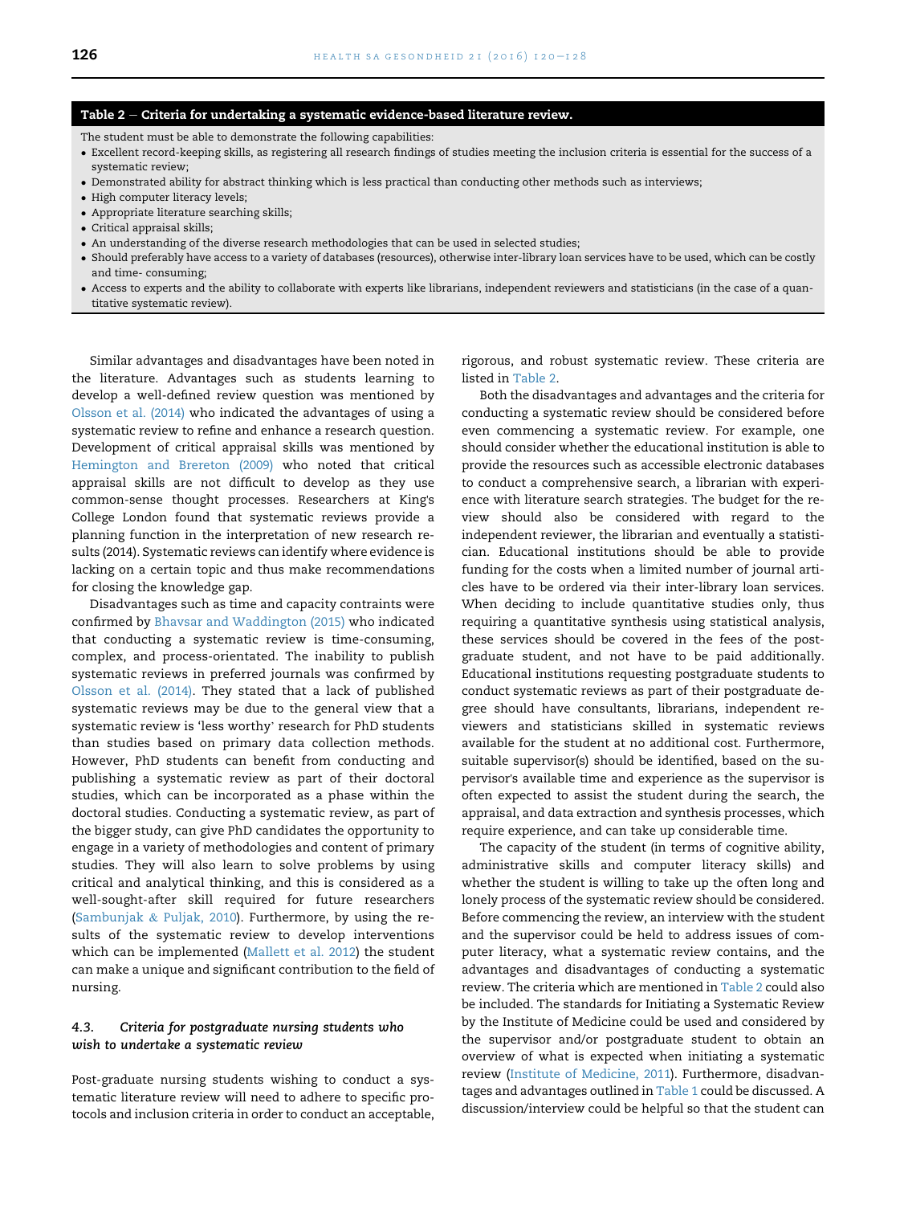**Table 2 – Criteria for undertaking a systematic evidence-based literature review.**

The student must be able to demonstrate the following capabilities:

- Excellent record-keeping skills, as registering all research findings of studies meeting the inclusion criteria is essential for the success of a systematic review;
- Demonstrated ability for abstract thinking which is less practical than conducting other methods such as interviews;
- High computer literacy levels;
- Appropriate literature searching skills;
- Critical appraisal skills;
- An understanding of the diverse research methodologies that can be used in selected studies;
- Should preferably have access to a variety of databases (resources), otherwise inter-library loan services have to be used, which can be costly and time- consuming;
- Access to experts and the ability to collaborate with experts like librarians, independent reviewers and statisticians (in the case of a quantitative systematic review).

Similar advantages and disadvantages have been noted in the literature. Advantages such as students learning to develop a well-defined review question was mentioned by Olsson et al. (2014) who indicated the advantages of using a systematic review to refine and enhance a research question. Development of critical appraisal skills was mentioned by Hemington and Brereton (2009) who noted that critical appraisal skills are not difficult to develop as they use common-sense thought processes. Researchers at King's College London found that systematic reviews provide a planning function in the interpretation of new research results (2014). Systematic reviews can identify where evidence is lacking on a certain topic and thus make recommendations for closing the knowledge gap.

Disadvantages such as time and capacity contraints were confirmed by Bhavsar and Waddington (2015) who indicated that conducting a systematic review is time-consuming, complex, and process-orientated. The inability to publish systematic reviews in preferred journals was confirmed by Olsson et al. (2014). They stated that a lack of published systematic reviews may be due to the general view that a systematic review is 'less worthy' research for PhD students than studies based on primary data collection methods. However, PhD students can benefit from conducting and publishing a systematic review as part of their doctoral studies, which can be incorporated as a phase within the doctoral studies. Conducting a systematic review, as part of the bigger study, can give PhD candidates the opportunity to engage in a variety of methodologies and content of primary studies. They will also learn to solve problems by using critical and analytical thinking, and this is considered as a well-sought-after skill required for future researchers (Sambunjak & Puljak, 2010). Furthermore, by using the results of the systematic review to develop interventions which can be implemented (Mallett et al. 2012) the student can make a unique and significant contribution to the field of nursing.

### 4.3. Criteria for postgraduate nursing students who wish to undertake a systematic review

Post-graduate nursing students wishing to conduct a systematic literature review will need to adhere to specific protocols and inclusion criteria in order to conduct an acceptable, rigorous, and robust systematic review. These criteria are listed in Table 2.

Both the disadvantages and advantages and the criteria for conducting a systematic review should be considered before even commencing a systematic review. For example, one should consider whether the educational institution is able to provide the resources such as accessible electronic databases to conduct a comprehensive search, a librarian with experience with literature search strategies. The budget for the review should also be considered with regard to the independent reviewer, the librarian and eventually a statistician. Educational institutions should be able to provide funding for the costs when a limited number of journal articles have to be ordered via their inter-library loan services. When deciding to include quantitative studies only, thus requiring a quantitative synthesis using statistical analysis, these services should be covered in the fees of the postgraduate student, and not have to be paid additionally. Educational institutions requesting postgraduate students to conduct systematic reviews as part of their postgraduate degree should have consultants, librarians, independent reviewers and statisticians skilled in systematic reviews available for the student at no additional cost. Furthermore, suitable supervisor(s) should be identified, based on the supervisor's available time and experience as the supervisor is often expected to assist the student during the search, the appraisal, and data extraction and synthesis processes, which require experience, and can take up considerable time.

The capacity of the student (in terms of cognitive ability, administrative skills and computer literacy skills) and whether the student is willing to take up the often long and lonely process of the systematic review should be considered. Before commencing the review, an interview with the student and the supervisor could be held to address issues of computer literacy, what a systematic review contains, and the advantages and disadvantages of conducting a systematic review. The criteria which are mentioned in Table 2 could also be included. The standards for Initiating a Systematic Review by the Institute of Medicine could be used and considered by the supervisor and/or postgraduate student to obtain an overview of what is expected when initiating a systematic review (Institute of Medicine, 2011). Furthermore, disadvantages and advantages outlined in Table 1 could be discussed. A discussion/interview could be helpful so that the student can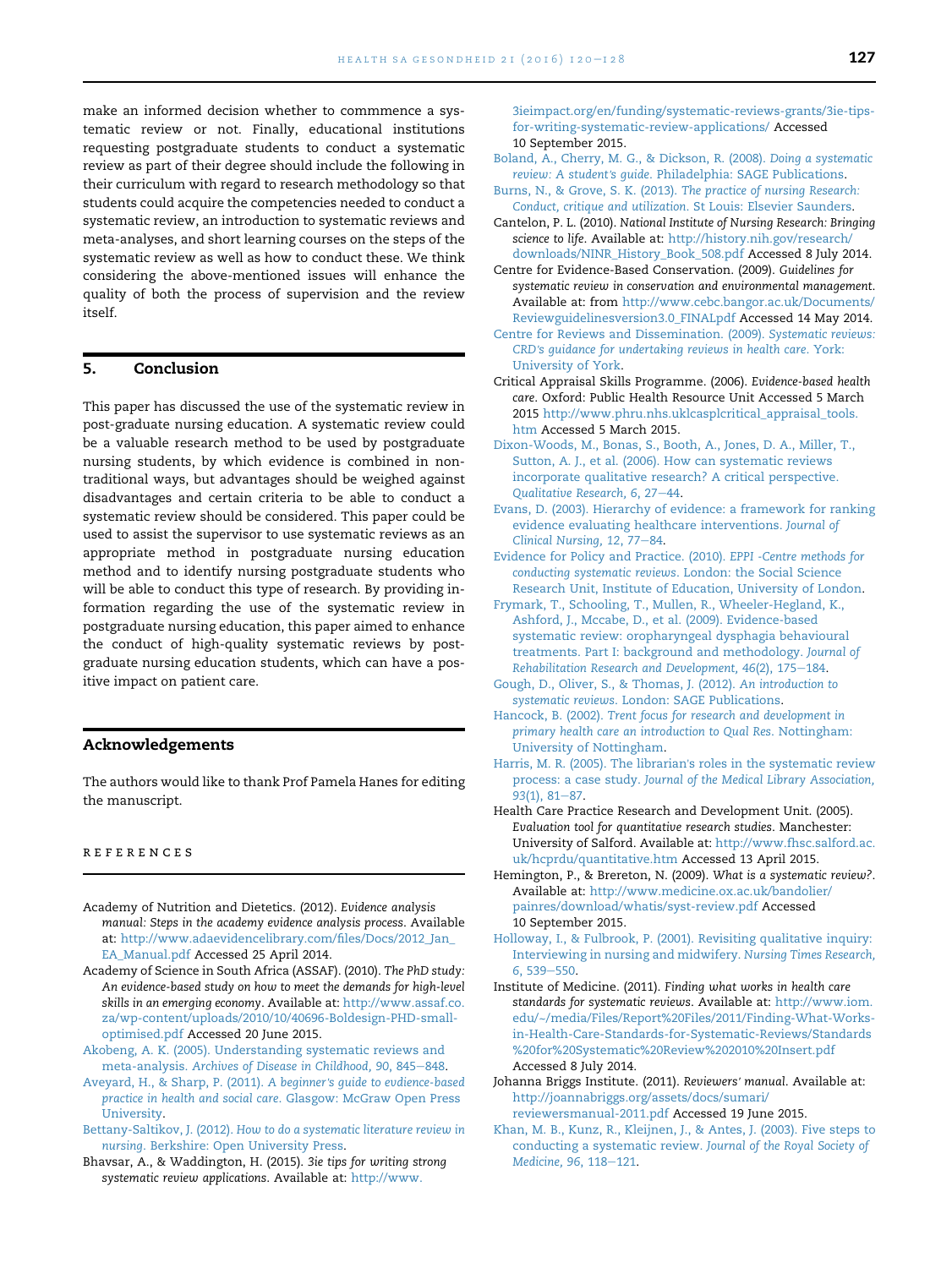make an informed decision whether to commmence a systematic review or not. Finally, educational institutions requesting postgraduate students to conduct a systematic review as part of their degree should include the following in their curriculum with regard to research methodology so that students could acquire the competencies needed to conduct a systematic review, an introduction to systematic reviews and meta-analyses, and short learning courses on the steps of the systematic review as well as how to conduct these. We think considering the above-mentioned issues will enhance the quality of both the process of supervision and the review itself.

## 5. Conclusion

This paper has discussed the use of the systematic review in post-graduate nursing education. A systematic review could be a valuable research method to be used by postgraduate nursing students, by which evidence is combined in non-traditional ways, but advantages should be weighed against disadvantages and certain criteria to be able to conduct a systematic review should be considered. This paper could be used to assist the supervisor to use systematic reviews as an appropriate method in postgraduate nursing education method and to identify nursing postgraduate students who will be able to conduct this type of research. By providing information regarding the use of the systematic review in postgraduate nursing education, this paper aimed to enhance the conduct of high-quality systematic reviews by post-graduate nursing education students, which can have a positive impact on patient care.

## Acknowledgements

The authors would like to thank Prof Pamela Hanes for editing the manuscript.

## REFERENCES

Academy of Nutrition and Dietetics. (2012). *Evidence analysis manual: Steps in the academy evidence analysis process*. Available at: http://www.adaevidencelibrary.com/files/Docs/2012_Jan_EA_Manual.pdf Accessed 25 April 2014.

Academy of Science in South Africa (ASSAF). (2010). *The PhD study: An evidence-based study on how to meet the demands for high-level skills in an emerging economy*. Available at: http://www.assaf.co.za/wp-content/uploads/2010/10/40696-Boldesign-PHD-small-optimised.pdf Accessed 20 June 2015.

Akobeng, A. K. (2005). Understanding systematic reviews and meta-analysis. *Archives of Disease in Childhood, 90*, 845–848.

Aveyard, H., & Sharp, P. (2011). *A beginner's guide to evdience-based practice in health and social care*. Glasgow: McGraw Open Press University.

Bettany-Saltikov, J. (2012). *How to do a systematic literature review in nursing*. Berkshire: Open University Press.

Bhavsar, A., & Waddington, H. (2015). *3ie tips for writing strong systematic review applications*. Available at: http://www.3ieimpact.org/en/funding/systematic-reviews-grants/3ie-tips-for-writing-systematic-review-applications/ Accessed 10 September 2015.

Boland, A., Cherry, M. G., & Dickson, R. (2008). *Doing a systematic review: A student's guide*. Philadelphia: SAGE Publications.

Burns, N., & Grove, S. K. (2013). *The practice of nursing Research: Conduct, critique and utilization*. St Louis: Elsevier Saunders.

Cantelon, P. L. (2010). *National Institute of Nursing Research: Bringing science to life*. Available at: http://history.nih.gov/research/downloads/NINR_History_Book_508.pdf Accessed 8 July 2014.

Centre for Evidence-Based Conservation. (2009). *Guidelines for systematic review in conservation and environmental management*. Available at: from http://www.cebc.bangor.ac.uk/Documents/Reviewguidelinesversion3.0_FINALpdf Accessed 14 May 2014.

Centre for Reviews and Dissemination. (2009). *Systematic reviews: CRD's guidance for undertaking reviews in health care*. York: University of York.

Critical Appraisal Skills Programme. (2006). *Evidence-based health care*. Oxford: Public Health Resource Unit Accessed 5 March 2015 http://www.phru.nhs.uklcasplcritical_appraisal_tools.htm Accessed 5 March 2015.

Dixon-Woods, M., Bonas, S., Booth, A., Jones, D. A., Miller, T., Sutton, A. J., et al. (2006). How can systematic reviews incorporate qualitative research? A critical perspective. *Qualitative Research, 6*, 27–44.

Evans, D. (2003). Hierarchy of evidence: a framework for ranking evidence evaluating healthcare interventions. *Journal of Clinical Nursing, 12*, 77–84.

Evidence for Policy and Practice. (2010). *EPPI -Centre methods for conducting systematic reviews*. London: the Social Science Research Unit, Institute of Education, University of London.

Frymark, T., Schooling, T., Mullen, R., Wheeler-Hegland, K., Ashford, J., Mccabe, D., et al. (2009). Evidence-based systematic review: oropharyngeal dysphagia behavioural treatments. Part I: background and methodology. *Journal of Rehabilitation Research and Development, 46*(2), 175–184.

Gough, D., Oliver, S., & Thomas, J. (2012). *An introduction to systematic reviews*. London: SAGE Publications.

Hancock, B. (2002). *Trent focus for research and development in primary health care an introduction to Qual Res*. Nottingham: University of Nottingham.

Harris, M. R. (2005). The librarian's roles in the systematic review process: a case study. *Journal of the Medical Library Association, 93*(1), 81–87.

Health Care Practice Research and Development Unit. (2005). *Evaluation tool for quantitative research studies*. Manchester: University of Salford. Available at: http://www.fhsc.salford.ac.uk/hcprdu/quantitative.htm Accessed 13 April 2015.

Hemington, P., & Brereton, N. (2009). *What is a systematic review?*. Available at: http://www.medicine.ox.ac.uk/bandolier/painres/download/whatis/syst-review.pdf Accessed 10 September 2015.

Holloway, I., & Fulbrook, P. (2001). Revisiting qualitative inquiry: Interviewing in nursing and midwifery. *Nursing Times Research, 6*, 539–550.

Institute of Medicine. (2011). *Finding what works in health care standards for systematic reviews*. Available at: http://www.iom.edu/~/media/Files/Report%20Files/2011/Finding-What-Works-in-Health-Care-Standards-for-Systematic-Reviews/Standards%20for%20Systematic%20Review%202010%20Insert.pdf Accessed 8 July 2014.

Johanna Briggs Institute. (2011). *Reviewers' manual*. Available at: http://joannabriggs.org/assets/docs/sumari/reviewersmanual-2011.pdf Accessed 19 June 2015.

Khan, M. B., Kunz, R., Kleijnen, J., & Antes, J. (2003). Five steps to conducting a systematic review. *Journal of the Royal Society of Medicine, 96*, 118–121.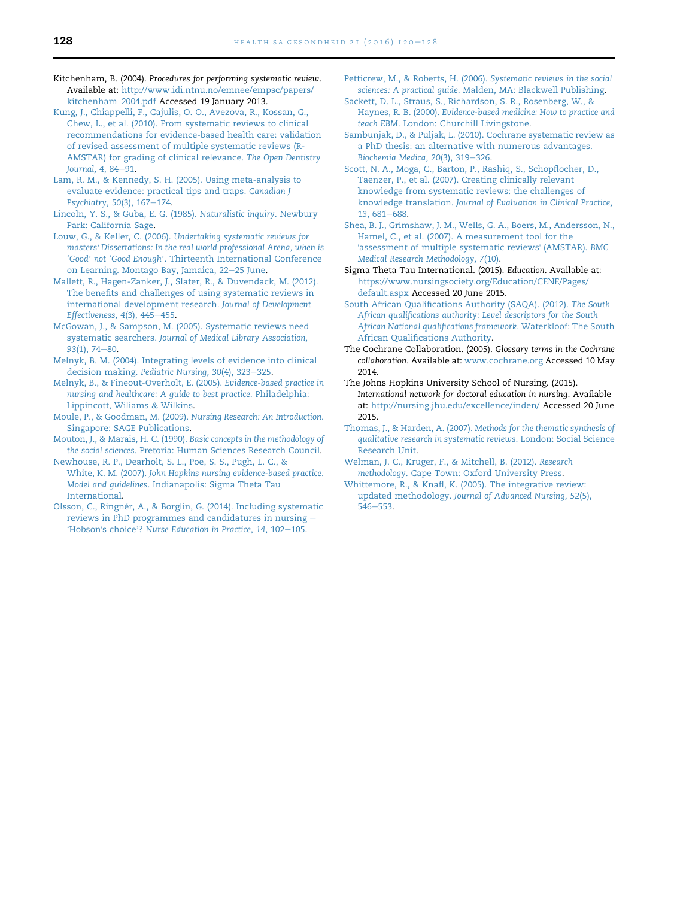Kitchenham, B. (2004). *Procedures for performing systematic review*. Available at: http://www.idi.ntnu.no/emnee/empsc/papers/kitchenham_2004.pdf Accessed 19 January 2013.

Kung, J., Chiappelli, F., Cajulis, O. O., Avezova, R., Kossan, G., Chew, L., et al. (2010). From systematic reviews to clinical recommendations for evidence-based health care: validation of revised assessment of multiple systematic reviews (R-AMSTAR) for grading of clinical relevance. *The Open Dentistry Journal, 4*, 84–91.

Lam, R. M., & Kennedy, S. H. (2005). Using meta-analysis to evaluate evidence: practical tips and traps. *Canadian J Psychiatry, 50*(3), 167–174.

Lincoln, Y. S., & Guba, E. G. (1985). *Naturalistic inquiry*. Newbury Park: California Sage.

Louw, G., & Keller, C. (2006). *Undertaking systematic reviews for masters' Dissertations: In the real world professional Arena, when is 'Good' not 'Good Enough'*. Thirteenth International Conference on Learning. Montago Bay, Jamaica, 22–25 June.

Mallett, R., Hagen-Zanker, J., Slater, R., & Duvendack, M. (2012). The benefits and challenges of using systematic reviews in international development research. *Journal of Development Effectiveness, 4*(3), 445–455.

McGowan, J., & Sampson, M. (2005). Systematic reviews need systematic searchers. *Journal of Medical Library Association, 93*(1), 74–80.

Melnyk, B. M. (2004). Integrating levels of evidence into clinical decision making. *Pediatric Nursing, 30*(4), 323–325.

Melnyk, B., & Fineout-Overholt, E. (2005). *Evidence-based practice in nursing and healthcare: A guide to best practice*. Philadelphia: Lippincott, Wiliams & Wilkins.

Moule, P., & Goodman, M. (2009). *Nursing Research: An Introduction*. Singapore: SAGE Publications.

Mouton, J., & Marais, H. C. (1990). *Basic concepts in the methodology of the social sciences*. Pretoria: Human Sciences Research Council.

Newhouse, R. P., Dearholt, S. L., Poe, S. S., Pugh, L. C., & White, K. M. (2007). *John Hopkins nursing evidence-based practice: Model and guidelines*. Indianapolis: Sigma Theta Tau International.

Olsson, C., Ringnér, A., & Borglin, G. (2014). Including systematic reviews in PhD programmes and candidatures in nursing – 'Hobson's choice'? *Nurse Education in Practice, 14*, 102–105.

Petticrew, M., & Roberts, H. (2006). *Systematic reviews in the social sciences: A practical guide*. Malden, MA: Blackwell Publishing.

Sackett, D. L., Straus, S., Richardson, S. R., Rosenberg, W., & Haynes, R. B. (2000). *Evidence-based medicine: How to practice and teach EBM*. London: Churchill Livingstone.

Sambunjak, D., & Puljak, L. (2010). Cochrane systematic review as a PhD thesis: an alternative with numerous advantages. *Biochemia Medica, 20*(3), 319–326.

Scott, N. A., Moga, C., Barton, P., Rashiq, S., Schopflocher, D., Taenzer, P., et al. (2007). Creating clinically relevant knowledge from systematic reviews: the challenges of knowledge translation. *Journal of Evaluation in Clinical Practice, 13*, 681–688.

Shea, B. J., Grimshaw, J. M., Wells, G. A., Boers, M., Andersson, N., Hamel, C., et al. (2007). A measurement tool for the 'assessment of multiple systematic reviews' (AMSTAR). *BMC Medical Research Methodology, 7*(10).

Sigma Theta Tau International. (2015). *Education*. Available at: https://www.nursingsociety.org/Education/CENE/Pages/default.aspx Accessed 20 June 2015.

South African Qualifications Authority (SAQA). (2012). *The South African qualifications authority: Level descriptors for the South African National qualifications framework*. Waterkloof: The South African Qualifications Authority.

The Cochrane Collaboration. (2005). *Glossary terms in the Cochrane collaboration*. Available at: www.cochrane.org Accessed 10 May 2014.

The Johns Hopkins University School of Nursing. (2015). *International network for doctoral education in nursing*. Available at: http://nursing.jhu.edu/excellence/inden/ Accessed 20 June 2015.

Thomas, J., & Harden, A. (2007). *Methods for the thematic synthesis of qualitative research in systematic reviews*. London: Social Science Research Unit.

Welman, J. C., Kruger, F., & Mitchell, B. (2012). *Research methodology*. Cape Town: Oxford University Press.

Whittemore, R., & Knafl, K. (2005). The integrative review: updated methodology. *Journal of Advanced Nursing, 52*(5), 546–553.